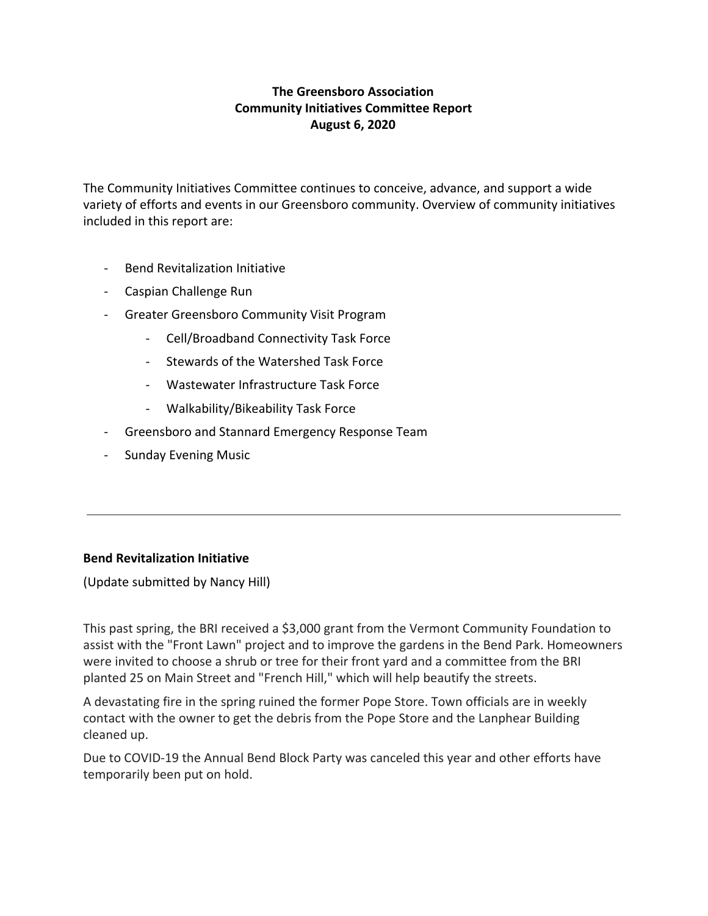# The Greensboro Association
## Community Initiatives Committee Report
### August 6, 2020

The Community Initiatives Committee continues to conceive, advance, and support a wide variety of efforts and events in our Greensboro community. Overview of community initiatives included in this report are:

- Bend Revitalization Initiative
- Caspian Challenge Run
- Greater Greensboro Community Visit Program
    - Cell/Broadband Connectivity Task Force
    - Stewards of the Watershed Task Force
    - Wastewater Infrastructure Task Force
    - Walkability/Bikeability Task Force
- Greensboro and Stannard Emergency Response Team
- Sunday Evening Music

---

**Bend Revitalization Initiative**

(Update submitted by Nancy Hill)

This past spring, the BRI received a $3,000 grant from the Vermont Community Foundation to assist with the "Front Lawn" project and to improve the gardens in the Bend Park. Homeowners were invited to choose a shrub or tree for their front yard and a committee from the BRI planted 25 on Main Street and "French Hill," which will help beautify the streets.

A devastating fire in the spring ruined the former Pope Store. Town officials are in weekly contact with the owner to get the debris from the Pope Store and the Lanphear Building cleaned up.

Due to COVID-19 the Annual Bend Block Party was canceled this year and other efforts have temporarily been put on hold.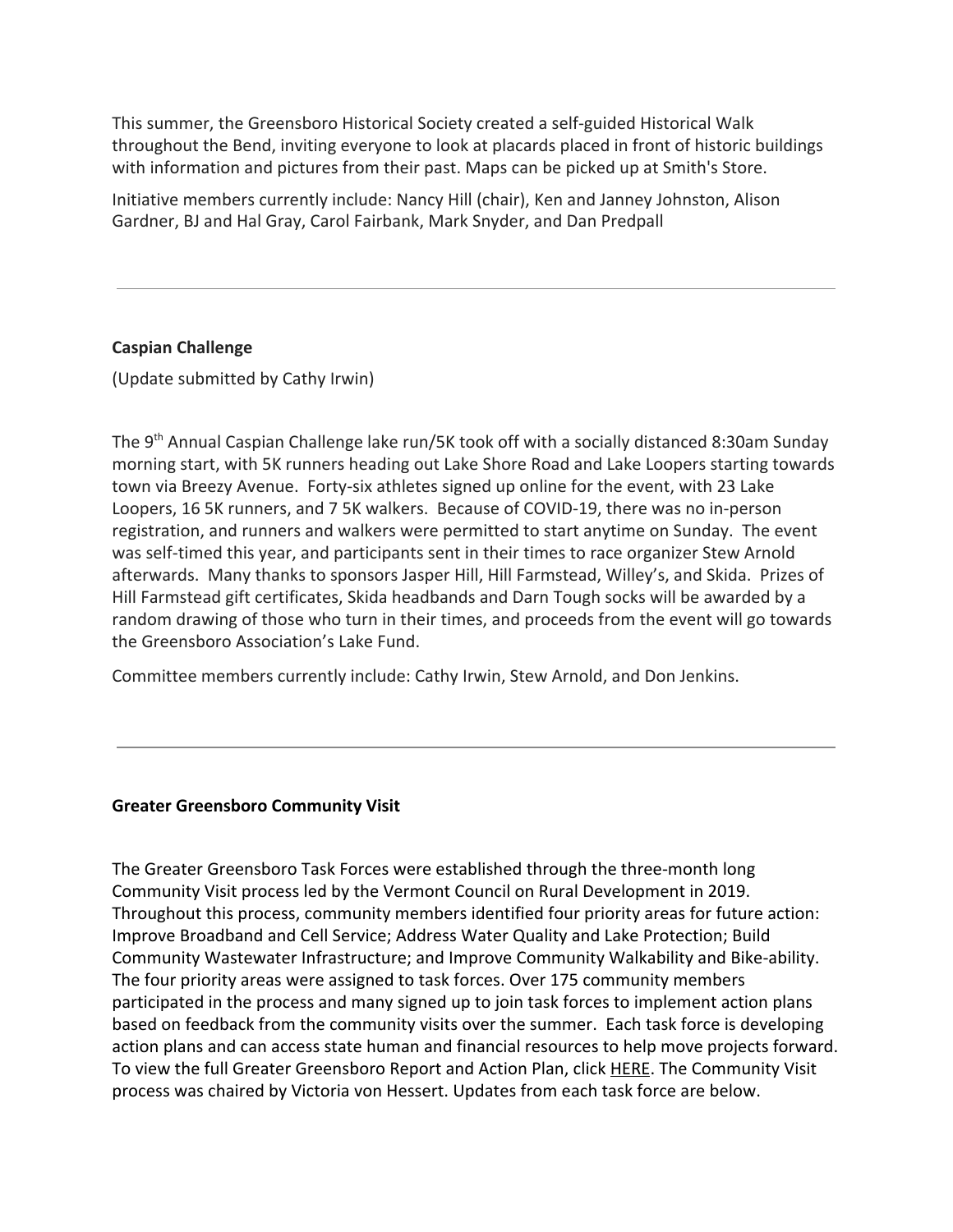This summer, the Greensboro Historical Society created a self-guided Historical Walk throughout the Bend, inviting everyone to look at placards placed in front of historic buildings with information and pictures from their past. Maps can be picked up at Smith's Store.

Initiative members currently include: Nancy Hill (chair), Ken and Janney Johnston, Alison Gardner, BJ and Hal Gray, Carol Fairbank, Mark Snyder, and Dan Predpall

---

**Caspian Challenge**

(Update submitted by Cathy Irwin)

The 9th Annual Caspian Challenge lake run/5K took off with a socially distanced 8:30am Sunday morning start, with 5K runners heading out Lake Shore Road and Lake Loopers starting towards town via Breezy Avenue. Forty-six athletes signed up online for the event, with 23 Lake Loopers, 16 5K runners, and 7 5K walkers. Because of COVID-19, there was no in-person registration, and runners and walkers were permitted to start anytime on Sunday. The event was self-timed this year, and participants sent in their times to race organizer Stew Arnold afterwards. Many thanks to sponsors Jasper Hill, Hill Farmstead, Willey's, and Skida. Prizes of Hill Farmstead gift certificates, Skida headbands and Darn Tough socks will be awarded by a random drawing of those who turn in their times, and proceeds from the event will go towards the Greensboro Association's Lake Fund.

Committee members currently include: Cathy Irwin, Stew Arnold, and Don Jenkins.

---

**Greater Greensboro Community Visit**

The Greater Greensboro Task Forces were established through the three-month long Community Visit process led by the Vermont Council on Rural Development in 2019. Throughout this process, community members identified four priority areas for future action: Improve Broadband and Cell Service; Address Water Quality and Lake Protection; Build Community Wastewater Infrastructure; and Improve Community Walkability and Bike-ability. The four priority areas were assigned to task forces. Over 175 community members participated in the process and many signed up to join task forces to implement action plans based on feedback from the community visits over the summer. Each task force is developing action plans and can access state human and financial resources to help move projects forward. To view the full Greater Greensboro Report and Action Plan, click HERE. The Community Visit process was chaired by Victoria von Hessert. Updates from each task force are below.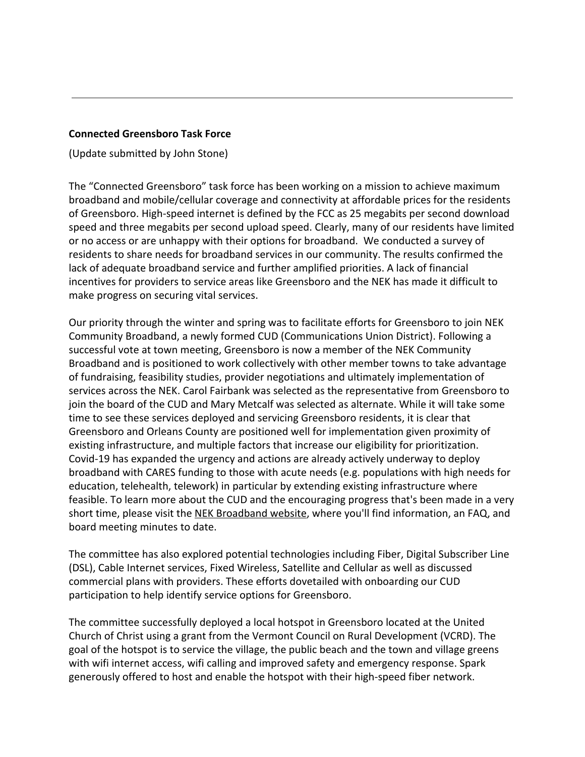---

**Connected Greensboro Task Force**

(Update submitted by John Stone)

The “Connected Greensboro” task force has been working on a mission to achieve maximum broadband and mobile/cellular coverage and connectivity at affordable prices for the residents of Greensboro. High-speed internet is defined by the FCC as 25 megabits per second download speed and three megabits per second upload speed. Clearly, many of our residents have limited or no access or are unhappy with their options for broadband. We conducted a survey of residents to share needs for broadband services in our community. The results confirmed the lack of adequate broadband service and further amplified priorities. A lack of financial incentives for providers to service areas like Greensboro and the NEK has made it difficult to make progress on securing vital services.

Our priority through the winter and spring was to facilitate efforts for Greensboro to join NEK Community Broadband, a newly formed CUD (Communications Union District). Following a successful vote at town meeting, Greensboro is now a member of the NEK Community Broadband and is positioned to work collectively with other member towns to take advantage of fundraising, feasibility studies, provider negotiations and ultimately implementation of services across the NEK. Carol Fairbank was selected as the representative from Greensboro to join the board of the CUD and Mary Metcalf was selected as alternate. While it will take some time to see these services deployed and servicing Greensboro residents, it is clear that Greensboro and Orleans County are positioned well for implementation given proximity of existing infrastructure, and multiple factors that increase our eligibility for prioritization. Covid-19 has expanded the urgency and actions are already actively underway to deploy broadband with CARES funding to those with acute needs (e.g. populations with high needs for education, telehealth, telework) in particular by extending existing infrastructure where feasible. To learn more about the CUD and the encouraging progress that's been made in a very short time, please visit the NEK Broadband website, where you'll find information, an FAQ, and board meeting minutes to date.

The committee has also explored potential technologies including Fiber, Digital Subscriber Line (DSL), Cable Internet services, Fixed Wireless, Satellite and Cellular as well as discussed commercial plans with providers. These efforts dovetailed with onboarding our CUD participation to help identify service options for Greensboro.

The committee successfully deployed a local hotspot in Greensboro located at the United Church of Christ using a grant from the Vermont Council on Rural Development (VCRD). The goal of the hotspot is to service the village, the public beach and the town and village greens with wifi internet access, wifi calling and improved safety and emergency response. Spark generously offered to host and enable the hotspot with their high-speed fiber network.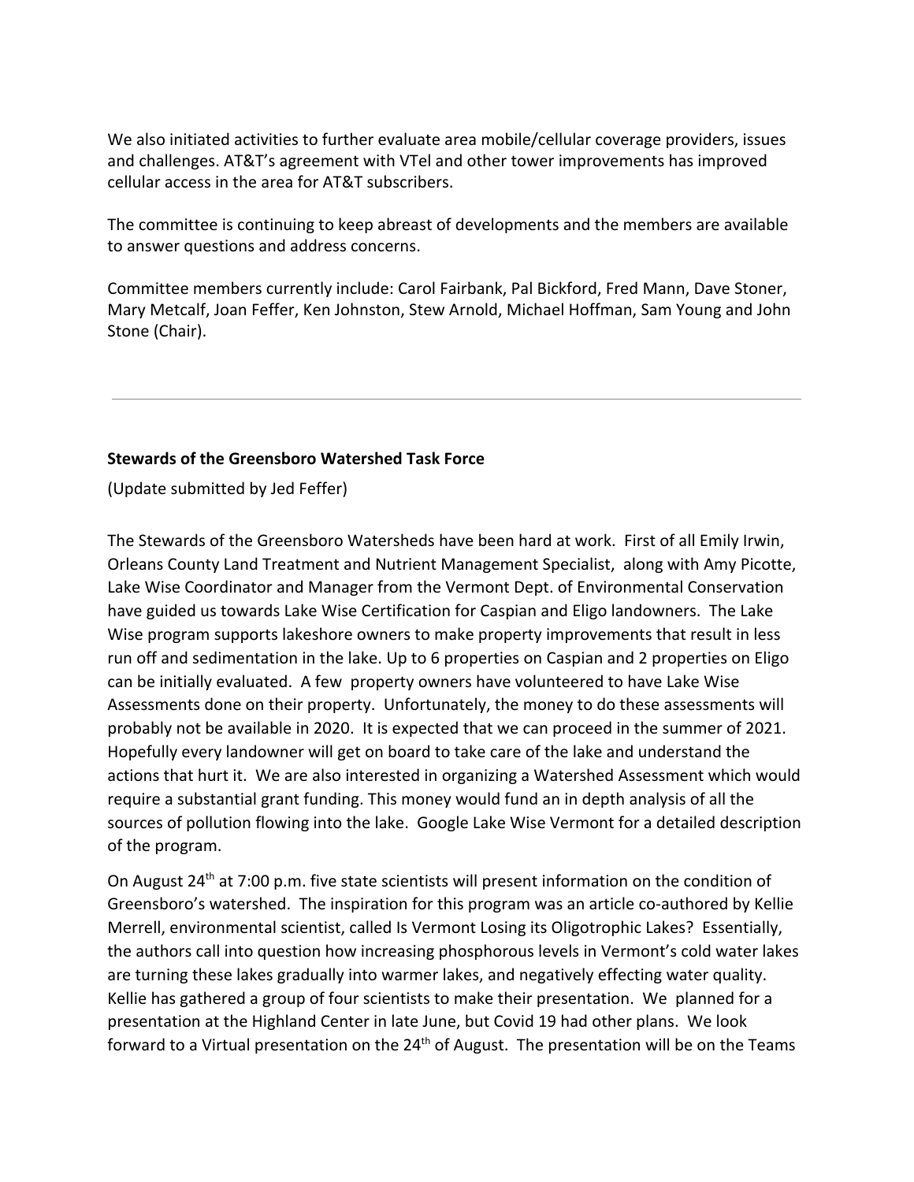We also initiated activities to further evaluate area mobile/cellular coverage providers, issues and challenges. AT&T's agreement with VTel and other tower improvements has improved cellular access in the area for AT&T subscribers.

The committee is continuing to keep abreast of developments and the members are available to answer questions and address concerns.

Committee members currently include: Carol Fairbank, Pal Bickford, Fred Mann, Dave Stoner, Mary Metcalf, Joan Feffer, Ken Johnston, Stew Arnold, Michael Hoffman, Sam Young and John Stone (Chair).

---

**Stewards of the Greensboro Watershed Task Force**

(Update submitted by Jed Feffer)

The Stewards of the Greensboro Watersheds have been hard at work. First of all Emily Irwin, Orleans County Land Treatment and Nutrient Management Specialist, along with Amy Picotte, Lake Wise Coordinator and Manager from the Vermont Dept. of Environmental Conservation have guided us towards Lake Wise Certification for Caspian and Eligo landowners. The Lake Wise program supports lakeshore owners to make property improvements that result in less run off and sedimentation in the lake. Up to 6 properties on Caspian and 2 properties on Eligo can be initially evaluated. A few property owners have volunteered to have Lake Wise Assessments done on their property. Unfortunately, the money to do these assessments will probably not be available in 2020. It is expected that we can proceed in the summer of 2021. Hopefully every landowner will get on board to take care of the lake and understand the actions that hurt it. We are also interested in organizing a Watershed Assessment which would require a substantial grant funding. This money would fund an in depth analysis of all the sources of pollution flowing into the lake. Google Lake Wise Vermont for a detailed description of the program.

On August 24th at 7:00 p.m. five state scientists will present information on the condition of Greensboro's watershed. The inspiration for this program was an article co-authored by Kellie Merrell, environmental scientist, called Is Vermont Losing its Oligotrophic Lakes? Essentially, the authors call into question how increasing phosphorous levels in Vermont's cold water lakes are turning these lakes gradually into warmer lakes, and negatively effecting water quality. Kellie has gathered a group of four scientists to make their presentation. We planned for a presentation at the Highland Center in late June, but Covid 19 had other plans. We look forward to a Virtual presentation on the 24th of August. The presentation will be on the Teams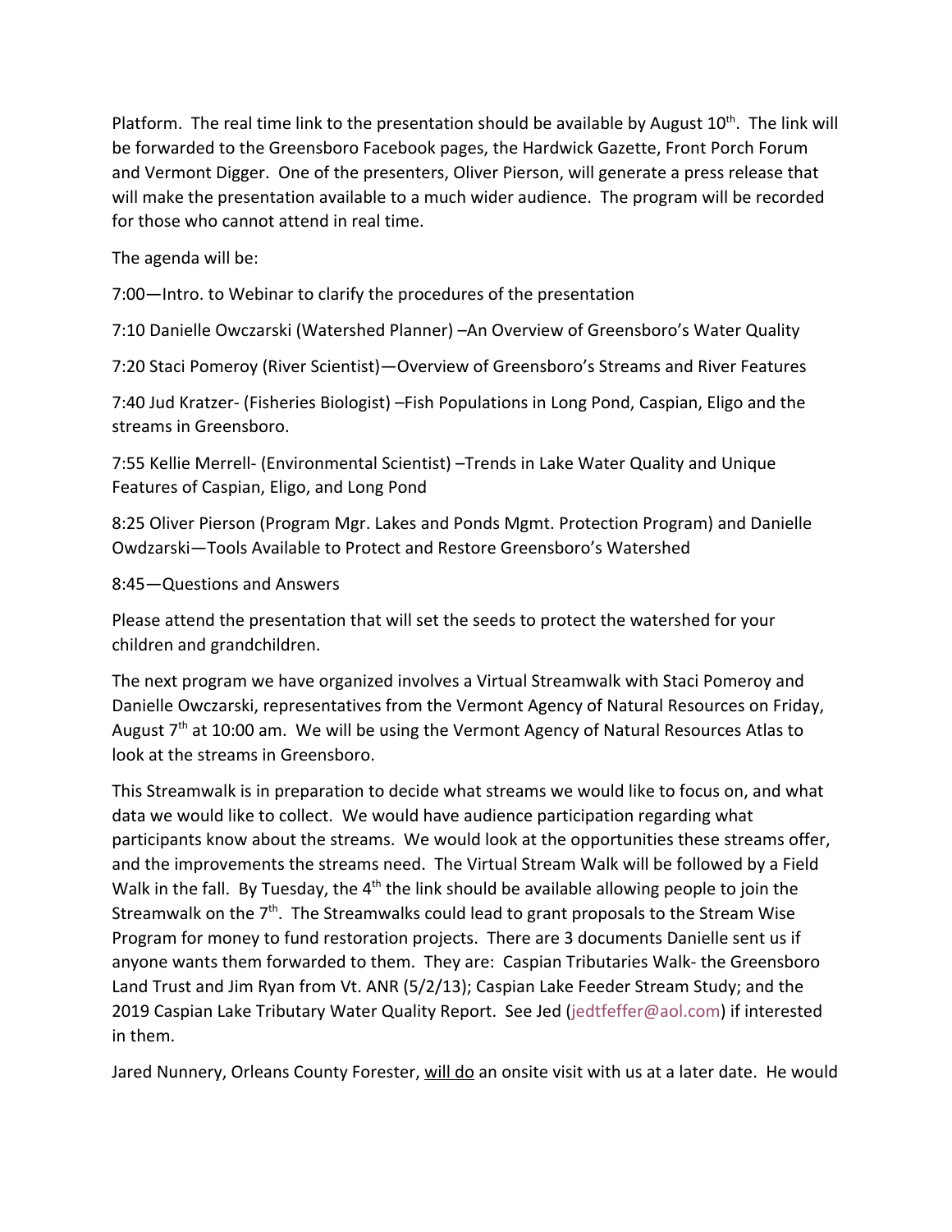Platform. The real time link to the presentation should be available by August 10th. The link will be forwarded to the Greensboro Facebook pages, the Hardwick Gazette, Front Porch Forum and Vermont Digger. One of the presenters, Oliver Pierson, will generate a press release that will make the presentation available to a much wider audience. The program will be recorded for those who cannot attend in real time.

The agenda will be:

7:00—Intro. to Webinar to clarify the procedures of the presentation

7:10 Danielle Owczarski (Watershed Planner) –An Overview of Greensboro's Water Quality

7:20 Staci Pomeroy (River Scientist)—Overview of Greensboro's Streams and River Features

7:40 Jud Kratzer- (Fisheries Biologist) –Fish Populations in Long Pond, Caspian, Eligo and the streams in Greensboro.

7:55 Kellie Merrell- (Environmental Scientist) –Trends in Lake Water Quality and Unique Features of Caspian, Eligo, and Long Pond

8:25 Oliver Pierson (Program Mgr. Lakes and Ponds Mgmt. Protection Program) and Danielle Owdzarski—Tools Available to Protect and Restore Greensboro's Watershed

8:45—Questions and Answers

Please attend the presentation that will set the seeds to protect the watershed for your children and grandchildren.

The next program we have organized involves a Virtual Streamwalk with Staci Pomeroy and Danielle Owczarski, representatives from the Vermont Agency of Natural Resources on Friday, August 7th at 10:00 am. We will be using the Vermont Agency of Natural Resources Atlas to look at the streams in Greensboro.

This Streamwalk is in preparation to decide what streams we would like to focus on, and what data we would like to collect. We would have audience participation regarding what participants know about the streams. We would look at the opportunities these streams offer, and the improvements the streams need. The Virtual Stream Walk will be followed by a Field Walk in the fall. By Tuesday, the 4th the link should be available allowing people to join the Streamwalk on the 7th. The Streamwalks could lead to grant proposals to the Stream Wise Program for money to fund restoration projects. There are 3 documents Danielle sent us if anyone wants them forwarded to them. They are: Caspian Tributaries Walk- the Greensboro Land Trust and Jim Ryan from Vt. ANR (5/2/13); Caspian Lake Feeder Stream Study; and the 2019 Caspian Lake Tributary Water Quality Report. See Jed (jedtfeffer@aol.com) if interested in them.

Jared Nunnery, Orleans County Forester, <u>will do</u> an onsite visit with us at a later date. He would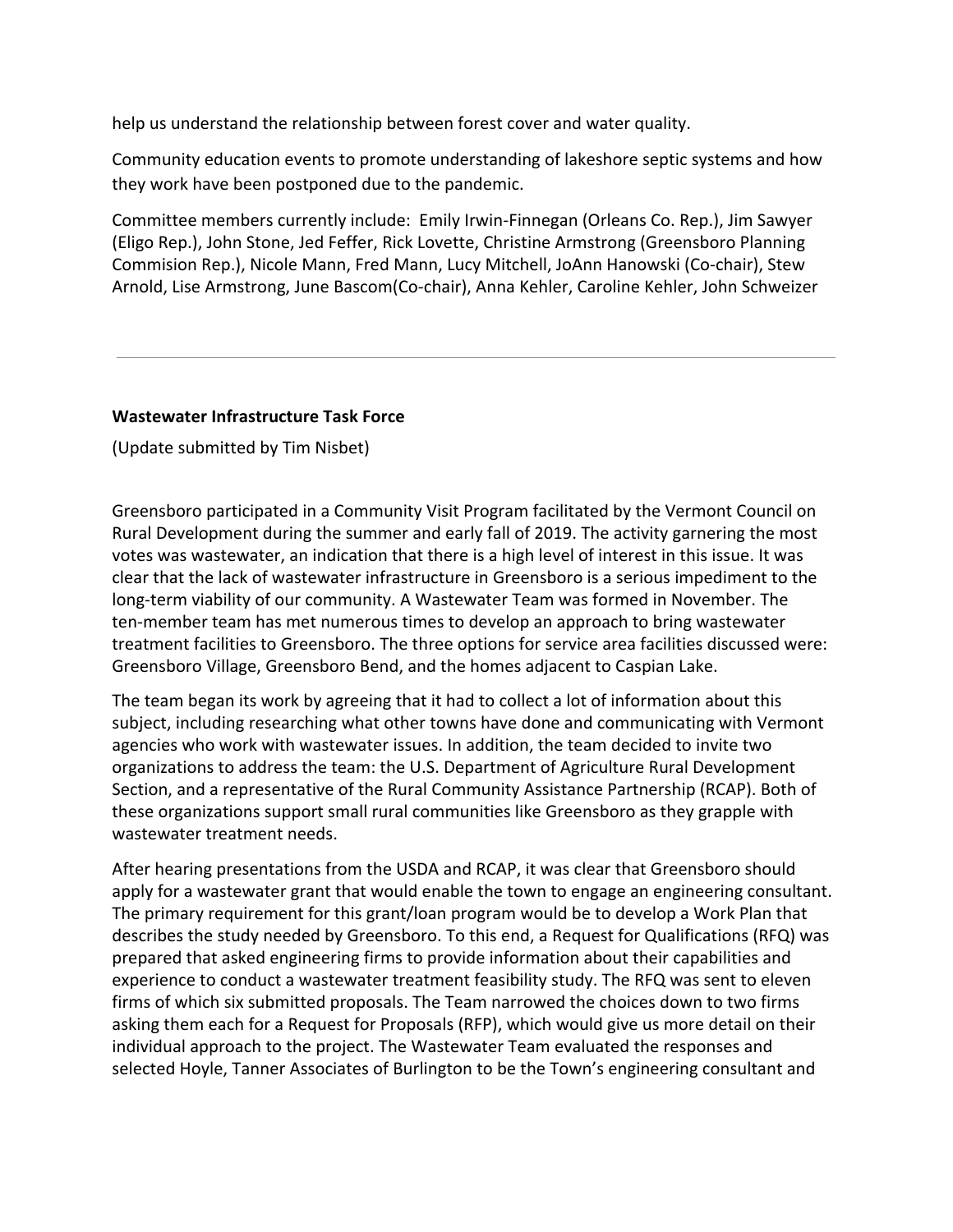help us understand the relationship between forest cover and water quality.

Community education events to promote understanding of lakeshore septic systems and how they work have been postponed due to the pandemic.

Committee members currently include: Emily Irwin-Finnegan (Orleans Co. Rep.), Jim Sawyer (Eligo Rep.), John Stone, Jed Feffer, Rick Lovette, Christine Armstrong (Greensboro Planning Commision Rep.), Nicole Mann, Fred Mann, Lucy Mitchell, JoAnn Hanowski (Co-chair), Stew Arnold, Lise Armstrong, June Bascom(Co-chair), Anna Kehler, Caroline Kehler, John Schweizer

---

**Wastewater Infrastructure Task Force**

(Update submitted by Tim Nisbet)

Greensboro participated in a Community Visit Program facilitated by the Vermont Council on Rural Development during the summer and early fall of 2019. The activity garnering the most votes was wastewater, an indication that there is a high level of interest in this issue. It was clear that the lack of wastewater infrastructure in Greensboro is a serious impediment to the long-term viability of our community. A Wastewater Team was formed in November. The ten-member team has met numerous times to develop an approach to bring wastewater treatment facilities to Greensboro. The three options for service area facilities discussed were: Greensboro Village, Greensboro Bend, and the homes adjacent to Caspian Lake.

The team began its work by agreeing that it had to collect a lot of information about this subject, including researching what other towns have done and communicating with Vermont agencies who work with wastewater issues. In addition, the team decided to invite two organizations to address the team: the U.S. Department of Agriculture Rural Development Section, and a representative of the Rural Community Assistance Partnership (RCAP). Both of these organizations support small rural communities like Greensboro as they grapple with wastewater treatment needs.

After hearing presentations from the USDA and RCAP, it was clear that Greensboro should apply for a wastewater grant that would enable the town to engage an engineering consultant. The primary requirement for this grant/loan program would be to develop a Work Plan that describes the study needed by Greensboro. To this end, a Request for Qualifications (RFQ) was prepared that asked engineering firms to provide information about their capabilities and experience to conduct a wastewater treatment feasibility study. The RFQ was sent to eleven firms of which six submitted proposals. The Team narrowed the choices down to two firms asking them each for a Request for Proposals (RFP), which would give us more detail on their individual approach to the project. The Wastewater Team evaluated the responses and selected Hoyle, Tanner Associates of Burlington to be the Town's engineering consultant and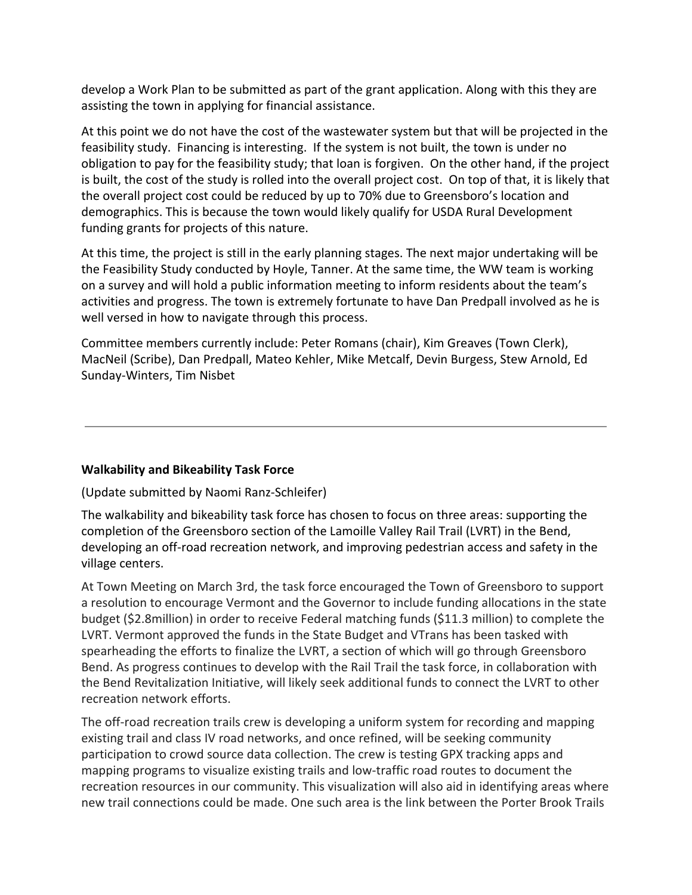develop a Work Plan to be submitted as part of the grant application. Along with this they are assisting the town in applying for financial assistance.

At this point we do not have the cost of the wastewater system but that will be projected in the feasibility study. Financing is interesting. If the system is not built, the town is under no obligation to pay for the feasibility study; that loan is forgiven. On the other hand, if the project is built, the cost of the study is rolled into the overall project cost. On top of that, it is likely that the overall project cost could be reduced by up to 70% due to Greensboro's location and demographics. This is because the town would likely qualify for USDA Rural Development funding grants for projects of this nature.

At this time, the project is still in the early planning stages. The next major undertaking will be the Feasibility Study conducted by Hoyle, Tanner. At the same time, the WW team is working on a survey and will hold a public information meeting to inform residents about the team's activities and progress. The town is extremely fortunate to have Dan Predpall involved as he is well versed in how to navigate through this process.

Committee members currently include: Peter Romans (chair), Kim Greaves (Town Clerk), MacNeil (Scribe), Dan Predpall, Mateo Kehler, Mike Metcalf, Devin Burgess, Stew Arnold, Ed Sunday-Winters, Tim Nisbet

---

**Walkability and Bikeability Task Force**

(Update submitted by Naomi Ranz-Schleifer)

The walkability and bikeability task force has chosen to focus on three areas: supporting the completion of the Greensboro section of the Lamoille Valley Rail Trail (LVRT) in the Bend, developing an off-road recreation network, and improving pedestrian access and safety in the village centers.

At Town Meeting on March 3rd, the task force encouraged the Town of Greensboro to support a resolution to encourage Vermont and the Governor to include funding allocations in the state budget ($2.8million) in order to receive Federal matching funds ($11.3 million) to complete the LVRT. Vermont approved the funds in the State Budget and VTrans has been tasked with spearheading the efforts to finalize the LVRT, a section of which will go through Greensboro Bend. As progress continues to develop with the Rail Trail the task force, in collaboration with the Bend Revitalization Initiative, will likely seek additional funds to connect the LVRT to other recreation network efforts.

The off-road recreation trails crew is developing a uniform system for recording and mapping existing trail and class IV road networks, and once refined, will be seeking community participation to crowd source data collection. The crew is testing GPX tracking apps and mapping programs to visualize existing trails and low-traffic road routes to document the recreation resources in our community. This visualization will also aid in identifying areas where new trail connections could be made. One such area is the link between the Porter Brook Trails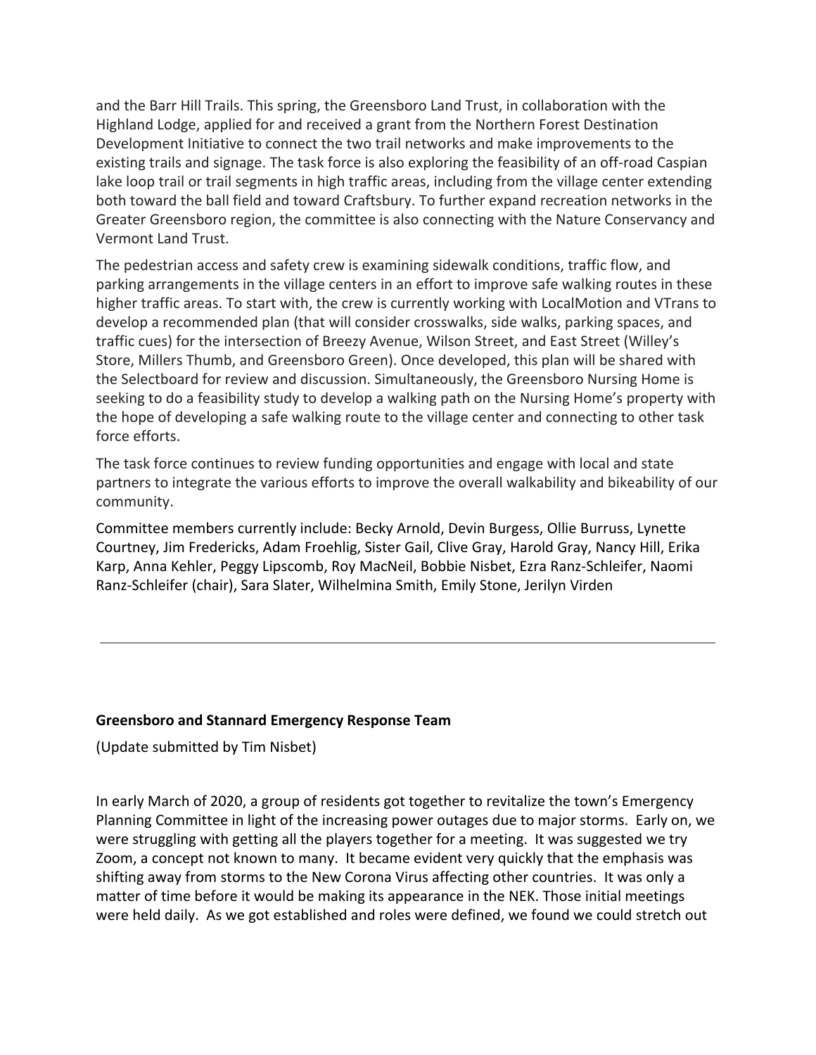and the Barr Hill Trails. This spring, the Greensboro Land Trust, in collaboration with the Highland Lodge, applied for and received a grant from the Northern Forest Destination Development Initiative to connect the two trail networks and make improvements to the existing trails and signage. The task force is also exploring the feasibility of an off-road Caspian lake loop trail or trail segments in high traffic areas, including from the village center extending both toward the ball field and toward Craftsbury. To further expand recreation networks in the Greater Greensboro region, the committee is also connecting with the Nature Conservancy and Vermont Land Trust.

The pedestrian access and safety crew is examining sidewalk conditions, traffic flow, and parking arrangements in the village centers in an effort to improve safe walking routes in these higher traffic areas. To start with, the crew is currently working with LocalMotion and VTrans to develop a recommended plan (that will consider crosswalks, side walks, parking spaces, and traffic cues) for the intersection of Breezy Avenue, Wilson Street, and East Street (Willey's Store, Millers Thumb, and Greensboro Green). Once developed, this plan will be shared with the Selectboard for review and discussion. Simultaneously, the Greensboro Nursing Home is seeking to do a feasibility study to develop a walking path on the Nursing Home's property with the hope of developing a safe walking route to the village center and connecting to other task force efforts.

The task force continues to review funding opportunities and engage with local and state partners to integrate the various efforts to improve the overall walkability and bikeability of our community.

Committee members currently include: Becky Arnold, Devin Burgess, Ollie Burruss, Lynette Courtney, Jim Fredericks, Adam Froehlig, Sister Gail, Clive Gray, Harold Gray, Nancy Hill, Erika Karp, Anna Kehler, Peggy Lipscomb, Roy MacNeil, Bobbie Nisbet, Ezra Ranz-Schleifer, Naomi Ranz-Schleifer (chair), Sara Slater, Wilhelmina Smith, Emily Stone, Jerilyn Virden

---

**Greensboro and Stannard Emergency Response Team**

(Update submitted by Tim Nisbet)

In early March of 2020, a group of residents got together to revitalize the town's Emergency Planning Committee in light of the increasing power outages due to major storms. Early on, we were struggling with getting all the players together for a meeting. It was suggested we try Zoom, a concept not known to many. It became evident very quickly that the emphasis was shifting away from storms to the New Corona Virus affecting other countries. It was only a matter of time before it would be making its appearance in the NEK. Those initial meetings were held daily. As we got established and roles were defined, we found we could stretch out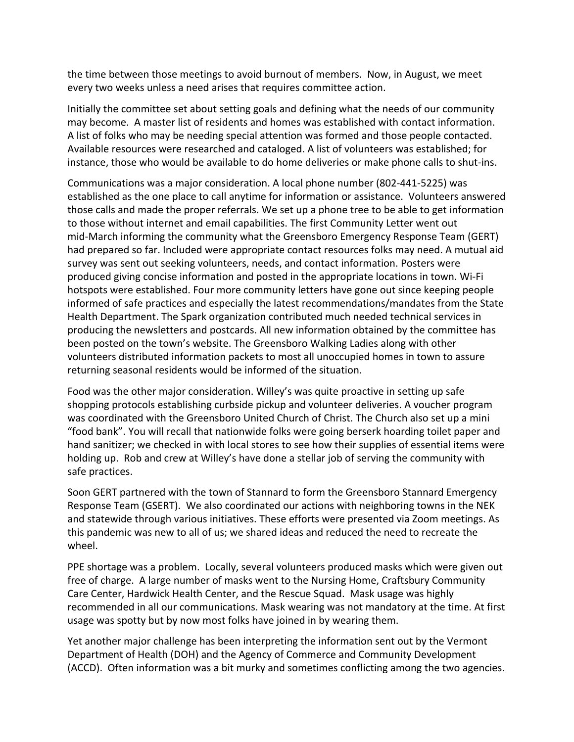the time between those meetings to avoid burnout of members. Now, in August, we meet every two weeks unless a need arises that requires committee action.

Initially the committee set about setting goals and defining what the needs of our community may become. A master list of residents and homes was established with contact information. A list of folks who may be needing special attention was formed and those people contacted. Available resources were researched and cataloged. A list of volunteers was established; for instance, those who would be available to do home deliveries or make phone calls to shut-ins.

Communications was a major consideration. A local phone number (802-441-5225) was established as the one place to call anytime for information or assistance. Volunteers answered those calls and made the proper referrals. We set up a phone tree to be able to get information to those without internet and email capabilities. The first Community Letter went out mid-March informing the community what the Greensboro Emergency Response Team (GERT) had prepared so far. Included were appropriate contact resources folks may need. A mutual aid survey was sent out seeking volunteers, needs, and contact information. Posters were produced giving concise information and posted in the appropriate locations in town. Wi-Fi hotspots were established. Four more community letters have gone out since keeping people informed of safe practices and especially the latest recommendations/mandates from the State Health Department. The Spark organization contributed much needed technical services in producing the newsletters and postcards. All new information obtained by the committee has been posted on the town's website. The Greensboro Walking Ladies along with other volunteers distributed information packets to most all unoccupied homes in town to assure returning seasonal residents would be informed of the situation.

Food was the other major consideration. Willey's was quite proactive in setting up safe shopping protocols establishing curbside pickup and volunteer deliveries. A voucher program was coordinated with the Greensboro United Church of Christ. The Church also set up a mini "food bank". You will recall that nationwide folks were going berserk hoarding toilet paper and hand sanitizer; we checked in with local stores to see how their supplies of essential items were holding up. Rob and crew at Willey's have done a stellar job of serving the community with safe practices.

Soon GERT partnered with the town of Stannard to form the Greensboro Stannard Emergency Response Team (GSERT). We also coordinated our actions with neighboring towns in the NEK and statewide through various initiatives. These efforts were presented via Zoom meetings. As this pandemic was new to all of us; we shared ideas and reduced the need to recreate the wheel.

PPE shortage was a problem. Locally, several volunteers produced masks which were given out free of charge. A large number of masks went to the Nursing Home, Craftsbury Community Care Center, Hardwick Health Center, and the Rescue Squad. Mask usage was highly recommended in all our communications. Mask wearing was not mandatory at the time. At first usage was spotty but by now most folks have joined in by wearing them.

Yet another major challenge has been interpreting the information sent out by the Vermont Department of Health (DOH) and the Agency of Commerce and Community Development (ACCD). Often information was a bit murky and sometimes conflicting among the two agencies.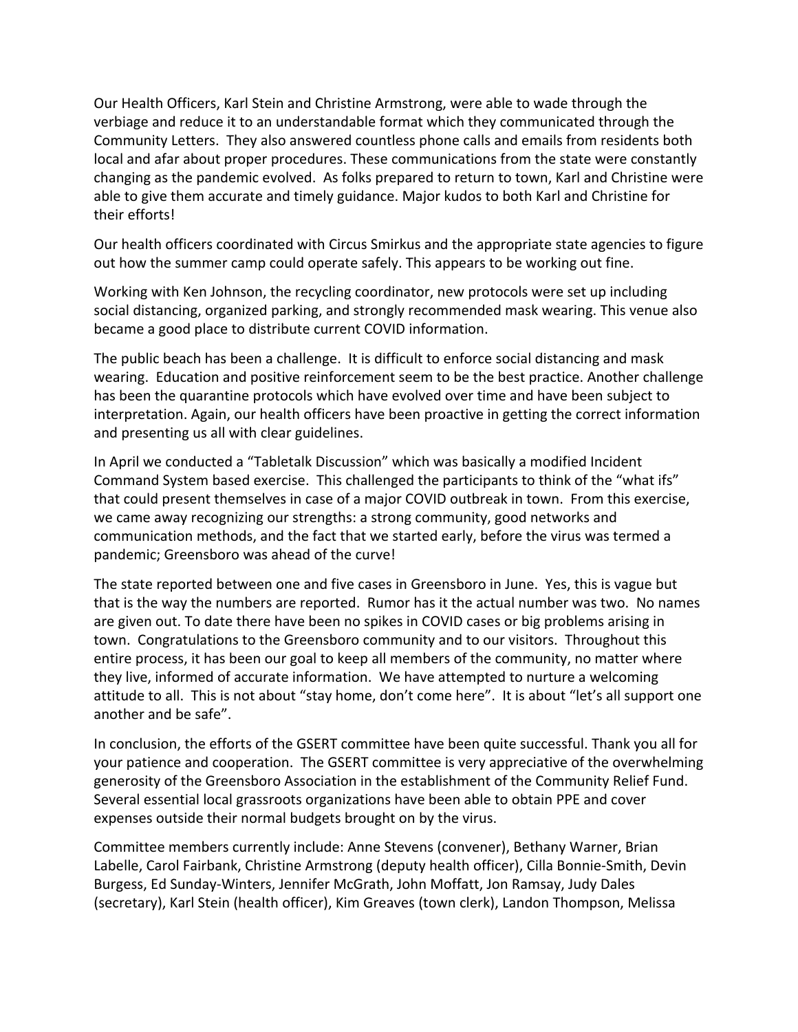Our Health Officers, Karl Stein and Christine Armstrong, were able to wade through the verbiage and reduce it to an understandable format which they communicated through the Community Letters. They also answered countless phone calls and emails from residents both local and afar about proper procedures. These communications from the state were constantly changing as the pandemic evolved. As folks prepared to return to town, Karl and Christine were able to give them accurate and timely guidance. Major kudos to both Karl and Christine for their efforts!

Our health officers coordinated with Circus Smirkus and the appropriate state agencies to figure out how the summer camp could operate safely. This appears to be working out fine.

Working with Ken Johnson, the recycling coordinator, new protocols were set up including social distancing, organized parking, and strongly recommended mask wearing. This venue also became a good place to distribute current COVID information.

The public beach has been a challenge. It is difficult to enforce social distancing and mask wearing. Education and positive reinforcement seem to be the best practice. Another challenge has been the quarantine protocols which have evolved over time and have been subject to interpretation. Again, our health officers have been proactive in getting the correct information and presenting us all with clear guidelines.

In April we conducted a "Tabletalk Discussion" which was basically a modified Incident Command System based exercise. This challenged the participants to think of the "what ifs" that could present themselves in case of a major COVID outbreak in town. From this exercise, we came away recognizing our strengths: a strong community, good networks and communication methods, and the fact that we started early, before the virus was termed a pandemic; Greensboro was ahead of the curve!

The state reported between one and five cases in Greensboro in June. Yes, this is vague but that is the way the numbers are reported. Rumor has it the actual number was two. No names are given out. To date there have been no spikes in COVID cases or big problems arising in town. Congratulations to the Greensboro community and to our visitors. Throughout this entire process, it has been our goal to keep all members of the community, no matter where they live, informed of accurate information. We have attempted to nurture a welcoming attitude to all. This is not about "stay home, don't come here". It is about "let's all support one another and be safe".

In conclusion, the efforts of the GSERT committee have been quite successful. Thank you all for your patience and cooperation. The GSERT committee is very appreciative of the overwhelming generosity of the Greensboro Association in the establishment of the Community Relief Fund. Several essential local grassroots organizations have been able to obtain PPE and cover expenses outside their normal budgets brought on by the virus.

Committee members currently include: Anne Stevens (convener), Bethany Warner, Brian Labelle, Carol Fairbank, Christine Armstrong (deputy health officer), Cilla Bonnie-Smith, Devin Burgess, Ed Sunday-Winters, Jennifer McGrath, John Moffatt, Jon Ramsay, Judy Dales (secretary), Karl Stein (health officer), Kim Greaves (town clerk), Landon Thompson, Melissa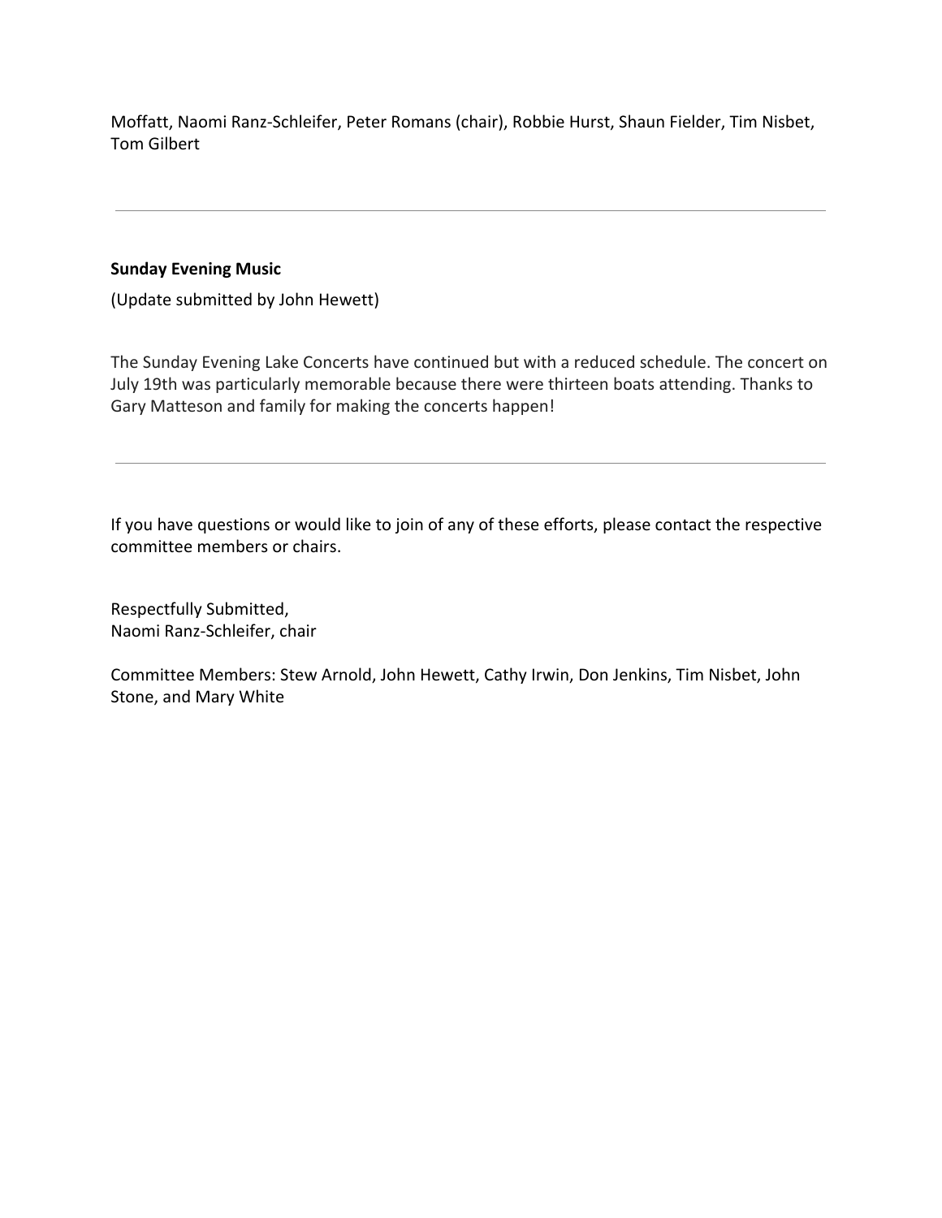Moffatt, Naomi Ranz-Schleifer, Peter Romans (chair), Robbie Hurst, Shaun Fielder, Tim Nisbet, Tom Gilbert

---

**Sunday Evening Music**

(Update submitted by John Hewett)

The Sunday Evening Lake Concerts have continued but with a reduced schedule. The concert on July 19th was particularly memorable because there were thirteen boats attending. Thanks to Gary Matteson and family for making the concerts happen!

---

If you have questions or would like to join of any of these efforts, please contact the respective committee members or chairs.

Respectfully Submitted,
Naomi Ranz-Schleifer, chair

Committee Members: Stew Arnold, John Hewett, Cathy Irwin, Don Jenkins, Tim Nisbet, John Stone, and Mary White